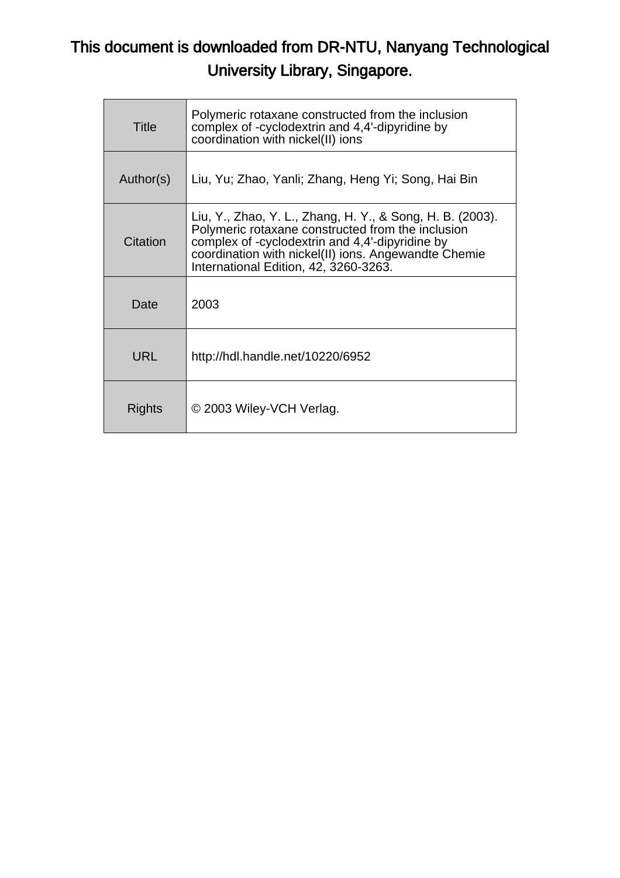# This document is downloaded from DR-NTU, Nanyang Technological University Library, Singapore.

| | |
|---|---|
| Title | Polymeric rotaxane constructed from the inclusion complex of -cyclodextrin and 4,4'-dipyridine by coordination with nickel(II) ions |
| Author(s) | Liu, Yu; Zhao, Yanli; Zhang, Heng Yi; Song, Hai Bin |
| Citation | Liu, Y., Zhao, Y. L., Zhang, H. Y., & Song, H. B. (2003). Polymeric rotaxane constructed from the inclusion complex of -cyclodextrin and 4,4'-dipyridine by coordination with nickel(II) ions. Angewandte Chemie International Edition, 42, 3260-3263. |
| Date | 2003 |
| URL | http://hdl.handle.net/10220/6952 |
| Rights | © 2003 Wiley-VCH Verlag. |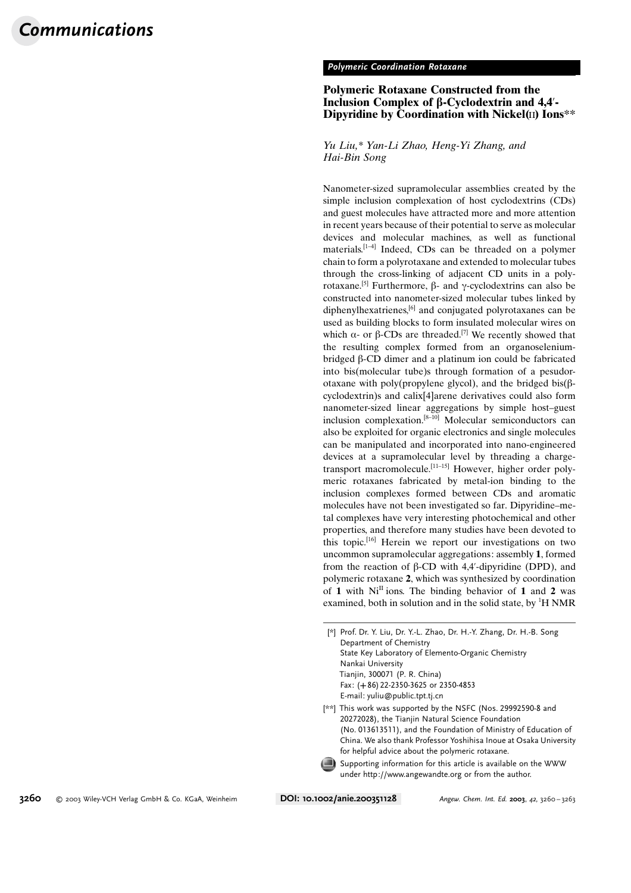## Polymeric Coordination Rotaxane

# Polymeric Rotaxane Constructed from the Inclusion Complex of β-Cyclodextrin and 4,4′-Dipyridine by Coordination with Nickel(II) Ions**

*Yu Liu,* Yan-Li Zhao, Heng-Yi Zhang, and Hai-Bin Song*

Nanometer-sized supramolecular assemblies created by the simple inclusion complexation of host cyclodextrins (CDs) and guest molecules have attracted more and more attention in recent years because of their potential to serve as molecular devices and molecular machines, as well as functional materials.[1–4] Indeed, CDs can be threaded on a polymer chain to form a polyrotaxane and extended to molecular tubes through the cross-linking of adjacent CD units in a polyrotaxane.[5] Furthermore, β- and γ-cyclodextrins can also be constructed into nanometer-sized molecular tubes linked by diphenylhexatrienes,[6] and conjugated polyrotaxanes can be used as building blocks to form insulated molecular wires on which α- or β-CDs are threaded.[7] We recently showed that the resulting complex formed from an organoselenium-bridged β-CD dimer and a platinum ion could be fabricated into bis(molecular tube)s through formation of a pesudorotaxane with poly(propylene glycol), and the bridged bis(β-cyclodextrin)s and calix[4]arene derivatives could also form nanometer-sized linear aggregations by simple host–guest inclusion complexation.[8–10] Molecular semiconductors can also be exploited for organic electronics and single molecules can be manipulated and incorporated into nano-engineered devices at a supramolecular level by threading a charge-transport macromolecule.[11–15] However, higher order polymeric rotaxanes fabricated by metal-ion binding to the inclusion complexes formed between CDs and aromatic molecules have not been investigated so far. Dipyridine–metal complexes have very interesting photochemical and other properties, and therefore many studies have been devoted to this topic.[16] Herein we report our investigations on two uncommon supramolecular aggregations: assembly **1**, formed from the reaction of β-CD with 4,4′-dipyridine (DPD), and polymeric rotaxane **2**, which was synthesized by coordination of **1** with $Ni^{II}$ ions. The binding behavior of **1** and **2** was examined, both in solution and in the solid state, by $^{1}H$ NMR

[*] Prof. Dr. Y. Liu, Dr. Y.-L. Zhao, Dr. H.-Y. Zhang, Dr. H.-B. Song
Department of Chemistry
State Key Laboratory of Elemento-Organic Chemistry
Nankai University
Tianjin, 300071 (P. R. China)
Fax: (+86) 22-2350-3625 or 2350-4853
E-mail: yuliu@public.tpt.tj.cn

[**] This work was supported by the NSFC (Nos. 29992590-8 and 20272028), the Tianjin Natural Science Foundation (No. 013613511), and the Foundation of Ministry of Education of China. We also thank Professor Yoshihisa Inoue at Osaka University for helpful advice about the polymeric rotaxane.

Supporting information for this article is available on the WWW under http://www.angewandte.org or from the author.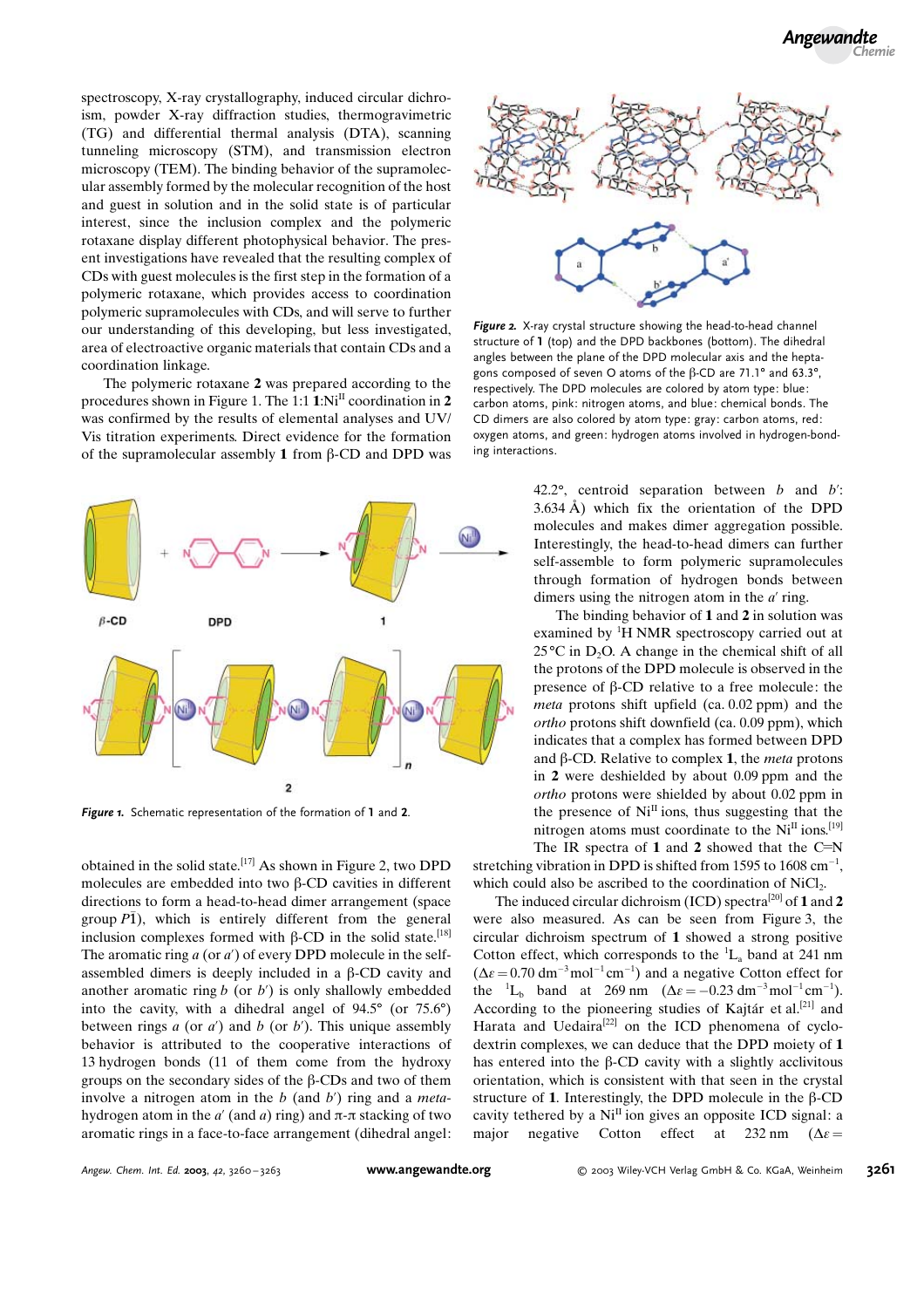spectroscopy, X-ray crystallography, induced circular dichroism, powder X-ray diffraction studies, thermogravimetric (TG) and differential thermal analysis (DTA), scanning tunneling microscopy (STM), and transmission electron microscopy (TEM). The binding behavior of the supramolecular assembly formed by the molecular recognition of the host and guest in solution and in the solid state is of particular interest, since the inclusion complex and the polymeric rotaxane display different photophysical behavior. The present investigations have revealed that the resulting complex of CDs with guest molecules is the first step in the formation of a polymeric rotaxane, which provides access to coordination polymeric supramolecules with CDs, and will serve to further our understanding of this developing, but less investigated, area of electroactive organic materials that contain CDs and a coordination linkage.

The polymeric rotaxane **2** was prepared according to the procedures shown in Figure 1. The 1:1 **1**:$Ni^{II}$ coordination in **2** was confirmed by the results of elemental analyses and UV/Vis titration experiments. Direct evidence for the formation of the supramolecular assembly **1** from β-CD and DPD was obtained in the solid state.[17] As shown in Figure 2, two DPD molecules are embedded into two β-CD cavities in different directions to form a head-to-head dimer arrangement (space group $P\bar{1}$), which is entirely different from the general inclusion complexes formed with β-CD in the solid state.[18] The aromatic ring *a* (or *a*′) of every DPD molecule in the self-assembled dimers is deeply included in a β-CD cavity and another aromatic ring *b* (or *b*′) is only shallowly embedded into the cavity, with a dihedral angel of 94.5° (or 75.6°) between rings *a* (or *a*′) and *b* (or *b*′). This unique assembly behavior is attributed to the cooperative interactions of 13 hydrogen bonds (11 of them come from the hydroxy groups on the secondary sides of the β-CDs and two of them involve a nitrogen atom in the *b* (and *b*′) ring and a *meta*-hydrogen atom in the *a*′ (and *a*) ring) and π-π stacking of two aromatic rings in a face-to-face arrangement (dihedral angel: 42.2°, centroid separation between *b* and *b*′: 3.634 Å) which fix the orientation of the DPD molecules and makes dimer aggregation possible. Interestingly, the head-to-head dimers can further self-assemble to form polymeric supramolecules through formation of hydrogen bonds between dimers using the nitrogen atom in the *a*′ ring.

*Figure 1.* Schematic representation of the formation of **1** and **2**.

*Figure 2.* X-ray crystal structure showing the head-to-head channel structure of **1** (top) and the DPD backbones (bottom). The dihedral angles between the plane of the DPD molecular axis and the heptagons composed of seven O atoms of the β-CD are 71.1° and 63.3°, respectively. The DPD molecules are colored by atom type: blue: carbon atoms, pink: nitrogen atoms, and blue: chemical bonds. The CD dimers are also colored by atom type: gray: carbon atoms, red: oxygen atoms, and green: hydrogen atoms involved in hydrogen-bonding interactions.

The binding behavior of **1** and **2** in solution was examined by $^1$H NMR spectroscopy carried out at 25 °C in $D_2O$. A change in the chemical shift of all the protons of the DPD molecule is observed in the presence of β-CD relative to a free molecule: the *meta* protons shift upfield (ca. 0.02 ppm) and the *ortho* protons shift downfield (ca. 0.09 ppm), which indicates that a complex has formed between DPD and β-CD. Relative to complex **1**, the *meta* protons in **2** were deshielded by about 0.09 ppm and the *ortho* protons were shielded by about 0.02 ppm in the presence of $Ni^{II}$ ions, thus suggesting that the nitrogen atoms must coordinate to the $Ni^{II}$ ions.[19]

The IR spectra of **1** and **2** showed that the C=N stretching vibration in DPD is shifted from 1595 to 1608 $cm^{-1}$, which could also be ascribed to the coordination of $NiCl_2$.

The induced circular dichroism (ICD) spectra[20] of **1** and **2** were also measured. As can be seen from Figure 3, the circular dichroism spectrum of **1** showed a strong positive Cotton effect, which corresponds to the $^1L_a$ band at 241 nm ($\Delta\varepsilon = 0.70\ dm^{-3}mol^{-1}cm^{-1}$) and a negative Cotton effect for the $^1L_b$ band at 269 nm ($\Delta\varepsilon = -0.23\ dm^{-3}mol^{-1}cm^{-1}$). According to the pioneering studies of Kajtár et al.[21] and Harata and Uedaira[22] on the ICD phenomena of cyclodextrin complexes, we can deduce that the DPD moiety of **1** has entered into the β-CD cavity with a slightly acclivitous orientation, which is consistent with that seen in the crystal structure of **1**. Interestingly, the DPD molecule in the β-CD cavity tethered by a $Ni^{II}$ ion gives an opposite ICD signal: a major negative Cotton effect at 232 nm ($\Delta\varepsilon =$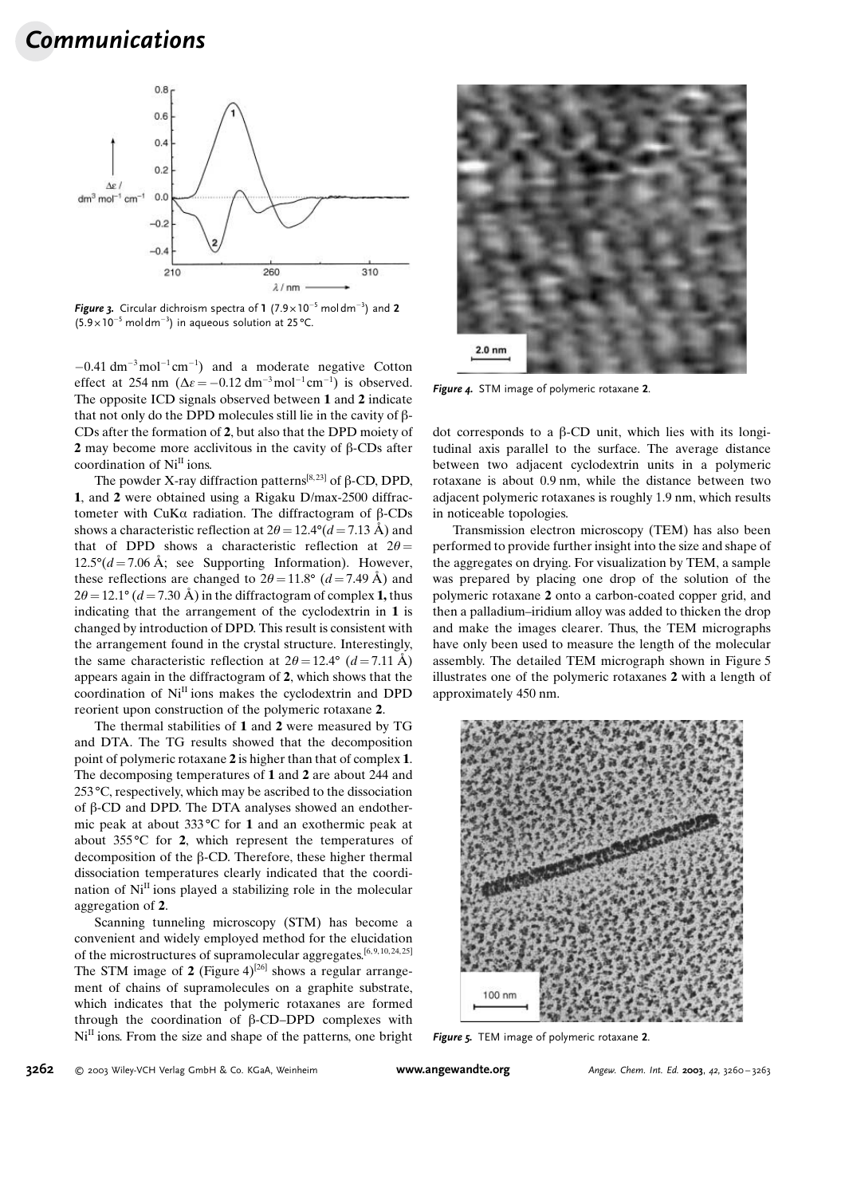Figure 3. Circular dichroism spectra of **1** ($7.9\times10^{-5}$ mol dm$^{-3}$) and **2** ($5.9\times10^{-5}$ mol dm$^{-3}$) in aqueous solution at 25 °C.

$-0.41$ dm$^{-3}$ mol$^{-1}$ cm$^{-1}$) and a moderate negative Cotton effect at 254 nm ($\Delta\varepsilon = -0.12$ dm$^{-3}$ mol$^{-1}$ cm$^{-1}$) is observed. The opposite ICD signals observed between **1** and **2** indicate that not only do the DPD molecules still lie in the cavity of β-CDs after the formation of **2**, but also that the DPD moiety of **2** may become more acclivitous in the cavity of β-CDs after coordination of $Ni^{II}$ ions.

The powder X-ray diffraction patterns[8,23] of β-CD, DPD, **1**, and **2** were obtained using a Rigaku D/max-2500 diffractometer with CuKα radiation. The diffractogram of β-CDs shows a characteristic reflection at $2\theta = 12.4°$ ($d = 7.13$ Å) and that of DPD shows a characteristic reflection at $2\theta = 12.5°$ ($d = 7.06$ Å; see Supporting Information). However, these reflections are changed to $2\theta = 11.8°$ ($d = 7.49$ Å) and $2\theta = 12.1°$ ($d = 7.30$ Å) in the diffractogram of complex **1,** thus indicating that the arrangement of the cyclodextrin in **1** is changed by introduction of DPD. This result is consistent with the arrangement found in the crystal structure. Interestingly, the same characteristic reflection at $2\theta = 12.4°$ ($d = 7.11$ Å) appears again in the diffractogram of **2**, which shows that the coordination of $Ni^{II}$ ions makes the cyclodextrin and DPD reorient upon construction of the polymeric rotaxane **2**.

The thermal stabilities of **1** and **2** were measured by TG and DTA. The TG results showed that the decomposition point of polymeric rotaxane **2** is higher than that of complex **1**. The decomposing temperatures of **1** and **2** are about 244 and 253 °C, respectively, which may be ascribed to the dissociation of β-CD and DPD. The DTA analyses showed an endothermic peak at about 333 °C for **1** and an exothermic peak at about 355 °C for **2**, which represent the temperatures of decomposition of the β-CD. Therefore, these higher thermal dissociation temperatures clearly indicated that the coordination of $Ni^{II}$ ions played a stabilizing role in the molecular aggregation of **2**.

Scanning tunneling microscopy (STM) has become a convenient and widely employed method for the elucidation of the microstructures of supramolecular aggregates.[6,9,10,24,25] The STM image of **2** (Figure 4)[26] shows a regular arrangement of chains of supramolecules on a graphite substrate, which indicates that the polymeric rotaxanes are formed through the coordination of β-CD–DPD complexes with $Ni^{II}$ ions. From the size and shape of the patterns, one bright dot corresponds to a β-CD unit, which lies with its longitudinal axis parallel to the surface. The average distance between two adjacent cyclodextrin units in a polymeric rotaxane is about 0.9 nm, while the distance between two adjacent polymeric rotaxanes is roughly 1.9 nm, which results in noticeable topologies.

Figure 4. STM image of polymeric rotaxane **2**.

Transmission electron microscopy (TEM) has also been performed to provide further insight into the size and shape of the aggregates on drying. For visualization by TEM, a sample was prepared by placing one drop of the solution of the polymeric rotaxane **2** onto a carbon-coated copper grid, and then a palladium–iridium alloy was added to thicken the drop and make the images clearer. Thus, the TEM micrographs have only been used to measure the length of the molecular assembly. The detailed TEM micrograph shown in Figure 5 illustrates one of the polymeric rotaxanes **2** with a length of approximately 450 nm.

Figure 5. TEM image of polymeric rotaxane **2**.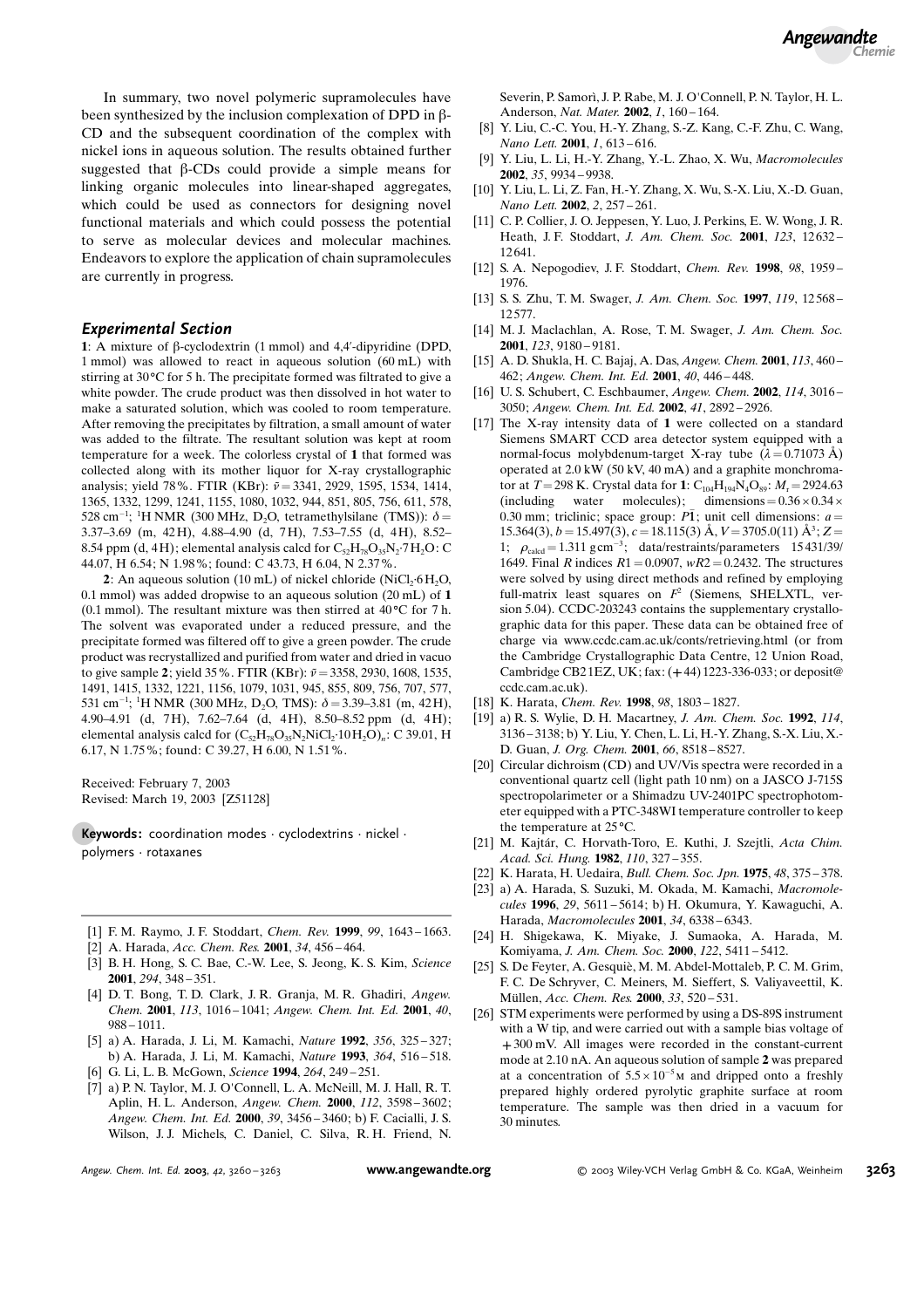In summary, two novel polymeric supramolecules have been synthesized by the inclusion complexation of DPD in β-CD and the subsequent coordination of the complex with nickel ions in aqueous solution. The results obtained further suggested that β-CDs could provide a simple means for linking organic molecules into linear-shaped aggregates, which could be used as connectors for designing novel functional materials and which could possess the potential to serve as molecular devices and molecular machines. Endeavors to explore the application of chain supramolecules are currently in progress.

## Experimental Section

**1**: A mixture of β-cyclodextrin (1 mmol) and 4,4′-dipyridine (DPD, 1 mmol) was allowed to react in aqueous solution (60 mL) with stirring at 30 °C for 5 h. The precipitate formed was filtrated to give a white powder. The crude product was then dissolved in hot water to make a saturated solution, which was cooled to room temperature. After removing the precipitates by filtration, a small amount of water was added to the filtrate. The resultant solution was kept at room temperature for a week. The colorless crystal of **1** that formed was collected along with its mother liquor for X-ray crystallographic analysis; yield 78%. FTIR (KBr): $\tilde{\nu}$ = 3341, 2929, 1595, 1534, 1414, 1365, 1332, 1299, 1241, 1155, 1080, 1032, 944, 851, 805, 756, 611, 578, 528 $cm^{-1}$; $^1H$ NMR (300 MHz, $D_2O$, tetramethylsilane (TMS)): δ = 3.37–3.69 (m, 42 H), 4.88–4.90 (d, 7 H), 7.53–7.55 (d, 4 H), 8.52–8.54 ppm (d, 4 H); elemental analysis calcd for $C_{52}H_{78}O_{35}N_2{\cdot}7H_2O$: C 44.07, H 6.54; N 1.98%; found: C 43.73, H 6.04, N 2.37%.

**2**: An aqueous solution (10 mL) of nickel chloride ($NiCl_2{\cdot}6H_2O$, 0.1 mmol) was added dropwise to an aqueous solution (20 mL) of **1** (0.1 mmol). The resultant mixture was then stirred at 40 °C for 7 h. The solvent was evaporated under a reduced pressure, and the precipitate formed was filtered off to give a green powder. The crude product was recrystallized and purified from water and dried in vacuo to give sample **2**; yield 35%. FTIR (KBr): $\tilde{\nu}$ = 3358, 2930, 1608, 1535, 1491, 1415, 1332, 1221, 1156, 1079, 1031, 945, 855, 809, 756, 707, 577, 531 $cm^{-1}$; $^1H$ NMR (300 MHz, $D_2O$, TMS): δ = 3.39–3.81 (m, 42 H), 4.90–4.91 (d, 7 H), 7.62–7.64 (d, 4 H), 8.50–8.52 ppm (d, 4 H); elemental analysis calcd for $(C_{52}H_{78}O_{35}N_2NiCl_2{\cdot}10H_2O)_n$: C 39.01, H 6.17, N 1.75%; found: C 39.27, H 6.00, N 1.51%.

Received: February 7, 2003
Revised: March 19, 2003 [Z51128]

**Keywords:** coordination modes · cyclodextrins · nickel · polymers · rotaxanes

[1] F. M. Raymo, J. F. Stoddart, *Chem. Rev.* **1999**, *99*, 1643–1663.
[2] A. Harada, *Acc. Chem. Res.* **2001**, *34*, 456–464.
[3] B. H. Hong, S. C. Bae, C.-W. Lee, S. Jeong, K. S. Kim, *Science* **2001**, *294*, 348–351.
[4] D. T. Bong, T. D. Clark, J. R. Granja, M. R. Ghadiri, *Angew. Chem.* **2001**, *113*, 1016–1041; *Angew. Chem. Int. Ed.* **2001**, *40*, 988–1011.
[5] a) A. Harada, J. Li, M. Kamachi, *Nature* **1992**, *356*, 325–327; b) A. Harada, J. Li, M. Kamachi, *Nature* **1993**, *364*, 516–518.
[6] G. Li, L. B. McGown, *Science* **1994**, *264*, 249–251.
[7] a) P. N. Taylor, M. J. O'Connell, L. A. McNeill, M. J. Hall, R. T. Aplin, H. L. Anderson, *Angew. Chem.* **2000**, *112*, 3598–3602; *Angew. Chem. Int. Ed.* **2000**, *39*, 3456–3460; b) F. Cacialli, J. S. Wilson, J. J. Michels, C. Daniel, C. Silva, R. H. Friend, N. Severin, P. Samorì, J. P. Rabe, M. J. O'Connell, P. N. Taylor, H. L. Anderson, *Nat. Mater.* **2002**, *1*, 160–164.
[8] Y. Liu, C.-C. You, H.-Y. Zhang, S.-Z. Kang, C.-F. Zhu, C. Wang, *Nano Lett.* **2001**, *1*, 613–616.
[9] Y. Liu, L. Li, H.-Y. Zhang, Y.-L. Zhao, X. Wu, *Macromolecules* **2002**, *35*, 9934–9938.
[10] Y. Liu, L. Li, Z. Fan, H.-Y. Zhang, X. Wu, S.-X. Liu, X.-D. Guan, *Nano Lett.* **2002**, *2*, 257–261.
[11] C. P. Collier, J. O. Jeppesen, Y. Luo, J. Perkins, E. W. Wong, J. R. Heath, J. F. Stoddart, *J. Am. Chem. Soc.* **2001**, *123*, 12632–12641.
[12] S. A. Nepogodiev, J. F. Stoddart, *Chem. Rev.* **1998**, *98*, 1959–1976.
[13] S. S. Zhu, T. M. Swager, *J. Am. Chem. Soc.* **1997**, *119*, 12568–12577.
[14] M. J. Maclachlan, A. Rose, T. M. Swager, *J. Am. Chem. Soc.* **2001**, *123*, 9180–9181.
[15] A. D. Shukla, H. C. Bajaj, A. Das, *Angew. Chem.* **2001**, *113*, 460–462; *Angew. Chem. Int. Ed.* **2001**, *40*, 446–448.
[16] U. S. Schubert, C. Eschbaumer, *Angew. Chem.* **2002**, *114*, 3016–3050; *Angew. Chem. Int. Ed.* **2002**, *41*, 2892–2926.
[17] The X-ray intensity data of **1** were collected on a standard Siemens SMART CCD area detector system equipped with a normal-focus molybdenum-target X-ray tube (λ = 0.71073 Å) operated at 2.0 kW (50 kV, 40 mA) and a graphite monchromator at T = 298 K. Crystal data for **1**: $C_{104}H_{194}N_4O_{89}$: $M_r$ = 2924.63 (including water molecules); dimensions = 0.36 × 0.34 × 0.30 mm; triclinic; space group: $P\bar{1}$; unit cell dimensions: a = 15.364(3), b = 15.497(3), c = 18.115(3) Å, V = 3705.0(11) $Å^3$; Z = 1; $\rho_{calcd}$ = 1.311 $g\,cm^{-3}$; data/restraints/parameters 15431/39/1649. Final R indices R1 = 0.0907, wR2 = 0.2432. The structures were solved by using direct methods and refined by employing full-matrix least squares on $F^2$ (Siemens, SHELXTL, version 5.04). CCDC-203243 contains the supplementary crystallographic data for this paper. These data can be obtained free of charge via www.ccdc.cam.ac.uk/conts/retrieving.html (or from the Cambridge Crystallographic Data Centre, 12 Union Road, Cambridge CB21EZ, UK; fax: (+44) 1223-336-033; or deposit@ccdc.cam.ac.uk).
[18] K. Harata, *Chem. Rev.* **1998**, *98*, 1803–1827.
[19] a) R. S. Wylie, D. H. Macartney, *J. Am. Chem. Soc.* **1992**, *114*, 3136–3138; b) Y. Liu, Y. Chen, L. Li, H.-Y. Zhang, S.-X. Liu, X.-D. Guan, *J. Org. Chem.* **2001**, *66*, 8518–8527.
[20] Circular dichroism (CD) and UV/Vis spectra were recorded in a conventional quartz cell (light path 10 nm) on a JASCO J-715S spectropolarimeter or a Shimadzu UV-2401PC spectrophotometer equipped with a PTC-348WI temperature controller to keep the temperature at 25 °C.
[21] M. Kajtár, C. Horvath-Toro, E. Kuthi, J. Szejtli, *Acta Chim. Acad. Sci. Hung.* **1982**, *110*, 327–355.
[22] K. Harata, H. Uedaira, *Bull. Chem. Soc. Jpn.* **1975**, *48*, 375–378.
[23] a) A. Harada, S. Suzuki, M. Okada, M. Kamachi, *Macromolecules* **1996**, *29*, 5611–5614; b) H. Okumura, Y. Kawaguchi, A. Harada, *Macromolecules* **2001**, *34*, 6338–6343.
[24] H. Shigekawa, K. Miyake, J. Sumaoka, A. Harada, M. Komiyama, *J. Am. Chem. Soc.* **2000**, *122*, 5411–5412.
[25] S. De Feyter, A. Gesquiè, M. M. Abdel-Mottaleb, P. C. M. Grim, F. C. De Schryver, C. Meiners, M. Sieffert, S. Valiyaveettil, K. Müllen, *Acc. Chem. Res.* **2000**, *33*, 520–531.
[26] STM experiments were performed by using a DS-89S instrument with a W tip, and were carried out with a sample bias voltage of +300 mV. All images were recorded in the constant-current mode at 2.10 nA. An aqueous solution of sample **2** was prepared at a concentration of $5.5 \times 10^{-5}$ M and dripped onto a freshly prepared highly ordered pyrolytic graphite surface at room temperature. The sample was then dried in a vacuum for 30 minutes.